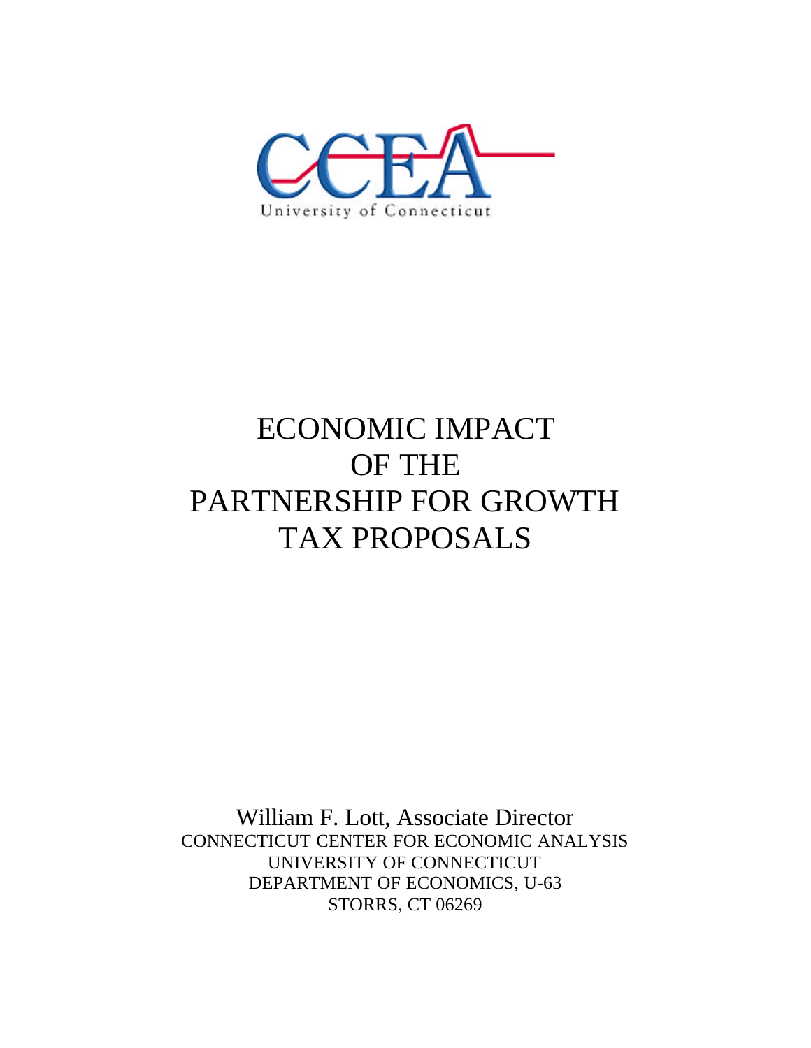CCEA
University of Connecticut

# ECONOMIC IMPACT OF THE PARTNERSHIP FOR GROWTH TAX PROPOSALS

William F. Lott, Associate Director
CONNECTICUT CENTER FOR ECONOMIC ANALYSIS
UNIVERSITY OF CONNECTICUT
DEPARTMENT OF ECONOMICS, U-63
STORRS, CT 06269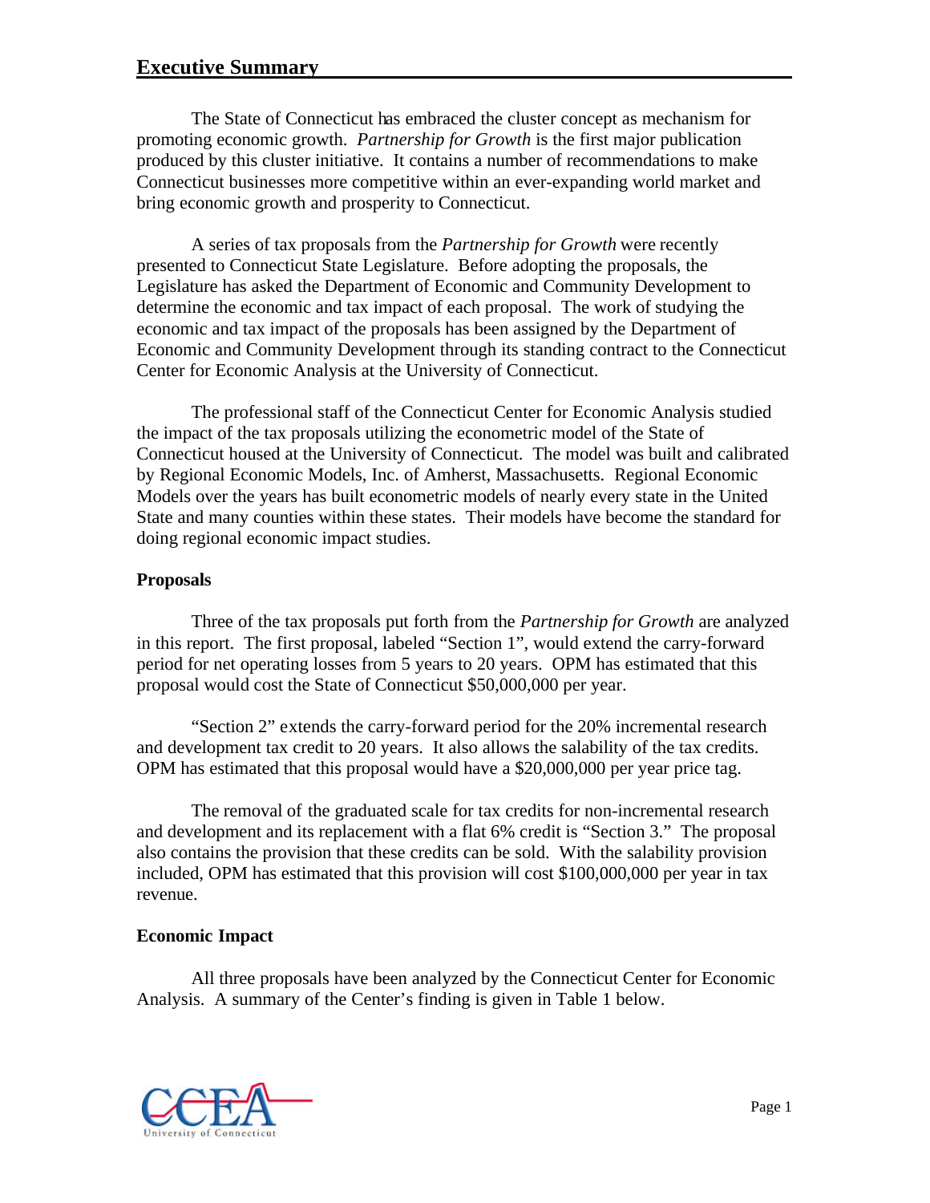## Executive Summary

The State of Connecticut has embraced the cluster concept as mechanism for promoting economic growth. *Partnership for Growth* is the first major publication produced by this cluster initiative. It contains a number of recommendations to make Connecticut businesses more competitive within an ever-expanding world market and bring economic growth and prosperity to Connecticut.

A series of tax proposals from the *Partnership for Growth* were recently presented to Connecticut State Legislature. Before adopting the proposals, the Legislature has asked the Department of Economic and Community Development to determine the economic and tax impact of each proposal. The work of studying the economic and tax impact of the proposals has been assigned by the Department of Economic and Community Development through its standing contract to the Connecticut Center for Economic Analysis at the University of Connecticut.

The professional staff of the Connecticut Center for Economic Analysis studied the impact of the tax proposals utilizing the econometric model of the State of Connecticut housed at the University of Connecticut. The model was built and calibrated by Regional Economic Models, Inc. of Amherst, Massachusetts. Regional Economic Models over the years has built econometric models of nearly every state in the United State and many counties within these states. Their models have become the standard for doing regional economic impact studies.

### Proposals

Three of the tax proposals put forth from the *Partnership for Growth* are analyzed in this report. The first proposal, labeled "Section 1", would extend the carry-forward period for net operating losses from 5 years to 20 years. OPM has estimated that this proposal would cost the State of Connecticut $50,000,000 per year.

"Section 2" extends the carry-forward period for the 20% incremental research and development tax credit to 20 years. It also allows the salability of the tax credits. OPM has estimated that this proposal would have a $20,000,000 per year price tag.

The removal of the graduated scale for tax credits for non-incremental research and development and its replacement with a flat 6% credit is "Section 3." The proposal also contains the provision that these credits can be sold. With the salability provision included, OPM has estimated that this provision will cost $100,000,000 per year in tax revenue.

### Economic Impact

All three proposals have been analyzed by the Connecticut Center for Economic Analysis. A summary of the Center's finding is given in Table 1 below.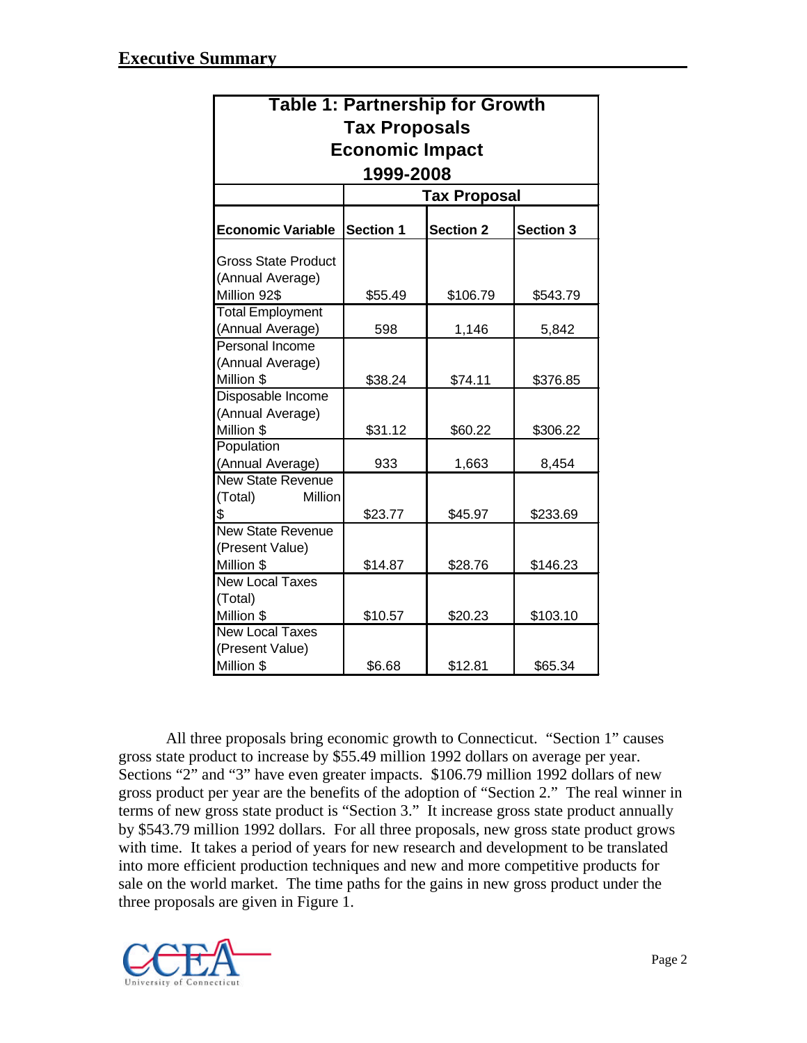## Executive Summary

| Table 1: Partnership for Growth Tax Proposals Economic Impact 1999-2008 | | | |
|---|---|---|---|
| | Tax Proposal | | |
| **Economic Variable** | **Section 1** | **Section 2** | **Section 3** |
| Gross State Product (Annual Average) Million 92$ | $55.49 | $106.79 | $543.79 |
| Total Employment (Annual Average) | 598 | 1,146 | 5,842 |
| Personal Income (Annual Average) Million $ | $38.24 | $74.11 | $376.85 |
| Disposable Income (Annual Average) Million $ | $31.12 | $60.22 | $306.22 |
| Population (Annual Average) | 933 | 1,663 | 8,454 |
| New State Revenue (Total) Million $ | $23.77 | $45.97 | $233.69 |
| New State Revenue (Present Value) Million $ | $14.87 | $28.76 | $146.23 |
| New Local Taxes (Total) Million $ | $10.57 | $20.23 | $103.10 |
| New Local Taxes (Present Value) Million $ | $6.68 | $12.81 | $65.34 |

All three proposals bring economic growth to Connecticut. "Section 1" causes gross state product to increase by $55.49 million 1992 dollars on average per year. Sections "2" and "3" have even greater impacts. $106.79 million 1992 dollars of new gross product per year are the benefits of the adoption of "Section 2." The real winner in terms of new gross state product is "Section 3." It increase gross state product annually by $543.79 million 1992 dollars. For all three proposals, new gross state product grows with time. It takes a period of years for new research and development to be translated into more efficient production techniques and new and more competitive products for sale on the world market. The time paths for the gains in new gross product under the three proposals are given in Figure 1.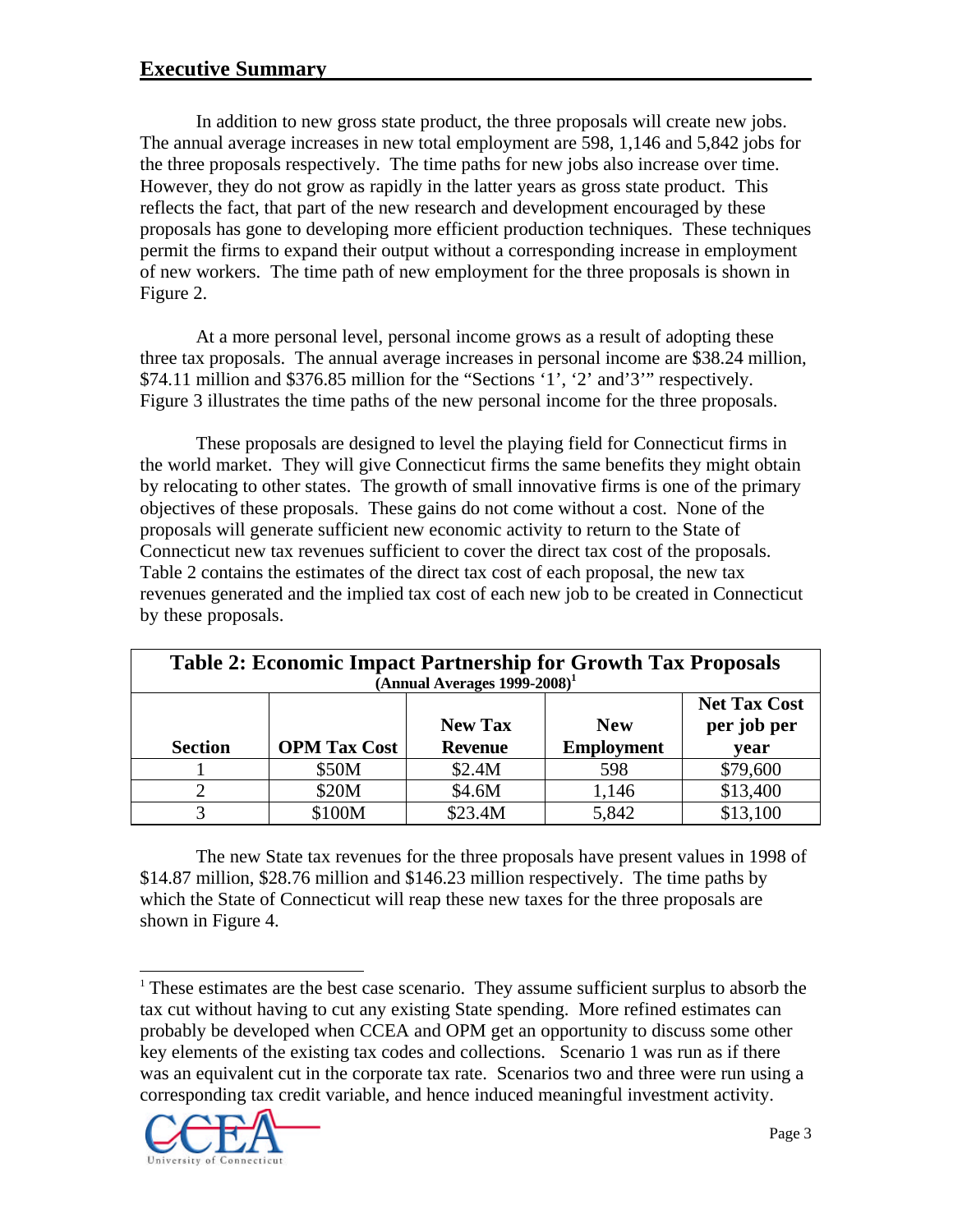## Executive Summary

In addition to new gross state product, the three proposals will create new jobs. The annual average increases in new total employment are 598, 1,146 and 5,842 jobs for the three proposals respectively. The time paths for new jobs also increase over time. However, they do not grow as rapidly in the latter years as gross state product. This reflects the fact, that part of the new research and development encouraged by these proposals has gone to developing more efficient production techniques. These techniques permit the firms to expand their output without a corresponding increase in employment of new workers. The time path of new employment for the three proposals is shown in Figure 2.

At a more personal level, personal income grows as a result of adopting these three tax proposals. The annual average increases in personal income are $38.24 million, $74.11 million and $376.85 million for the "Sections '1', '2' and'3'" respectively. Figure 3 illustrates the time paths of the new personal income for the three proposals.

These proposals are designed to level the playing field for Connecticut firms in the world market. They will give Connecticut firms the same benefits they might obtain by relocating to other states. The growth of small innovative firms is one of the primary objectives of these proposals. These gains do not come without a cost. None of the proposals will generate sufficient new economic activity to return to the State of Connecticut new tax revenues sufficient to cover the direct tax cost of the proposals. Table 2 contains the estimates of the direct tax cost of each proposal, the new tax revenues generated and the implied tax cost of each new job to be created in Connecticut by these proposals.

**Table 2: Economic Impact Partnership for Growth Tax Proposals (Annual Averages 1999-2008)[1]**

| Section | OPM Tax Cost | New Tax Revenue | New Employment | Net Tax Cost per job per year |
|---|---|---|---|---|
| 1 | $50M | $2.4M | 598 | $79,600 |
| 2 | $20M | $4.6M | 1,146 | $13,400 |
| 3 | $100M | $23.4M | 5,842 | $13,100 |

The new State tax revenues for the three proposals have present values in 1998 of $14.87 million, $28.76 million and $146.23 million respectively. The time paths by which the State of Connecticut will reap these new taxes for the three proposals are shown in Figure 4.

[1] These estimates are the best case scenario. They assume sufficient surplus to absorb the tax cut without having to cut any existing State spending. More refined estimates can probably be developed when CCEA and OPM get an opportunity to discuss some other key elements of the existing tax codes and collections. Scenario 1 was run as if there was an equivalent cut in the corporate tax rate. Scenarios two and three were run using a corresponding tax credit variable, and hence induced meaningful investment activity.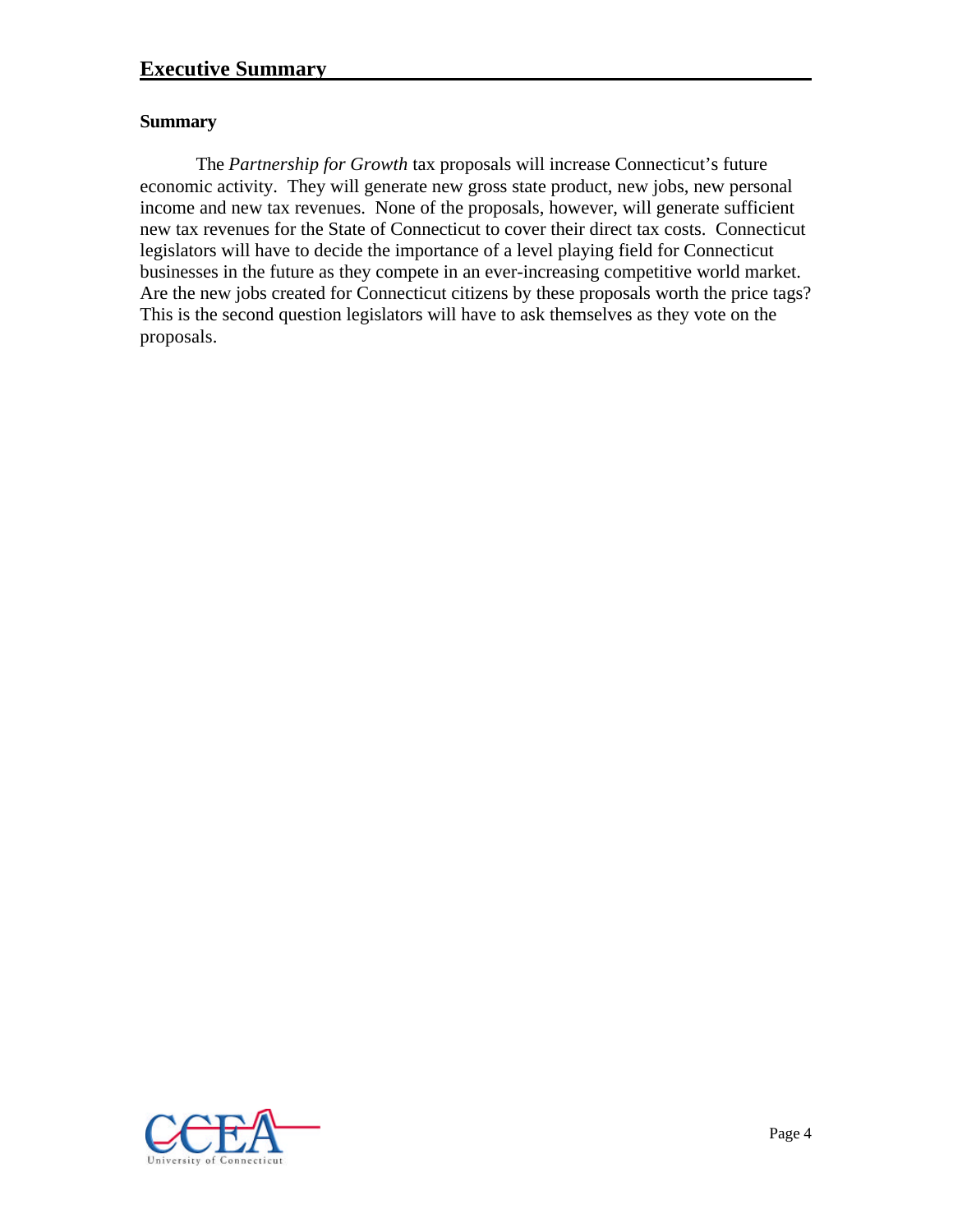## Executive Summary

### Summary

The *Partnership for Growth* tax proposals will increase Connecticut's future economic activity. They will generate new gross state product, new jobs, new personal income and new tax revenues. None of the proposals, however, will generate sufficient new tax revenues for the State of Connecticut to cover their direct tax costs. Connecticut legislators will have to decide the importance of a level playing field for Connecticut businesses in the future as they compete in an ever-increasing competitive world market. Are the new jobs created for Connecticut citizens by these proposals worth the price tags? This is the second question legislators will have to ask themselves as they vote on the proposals.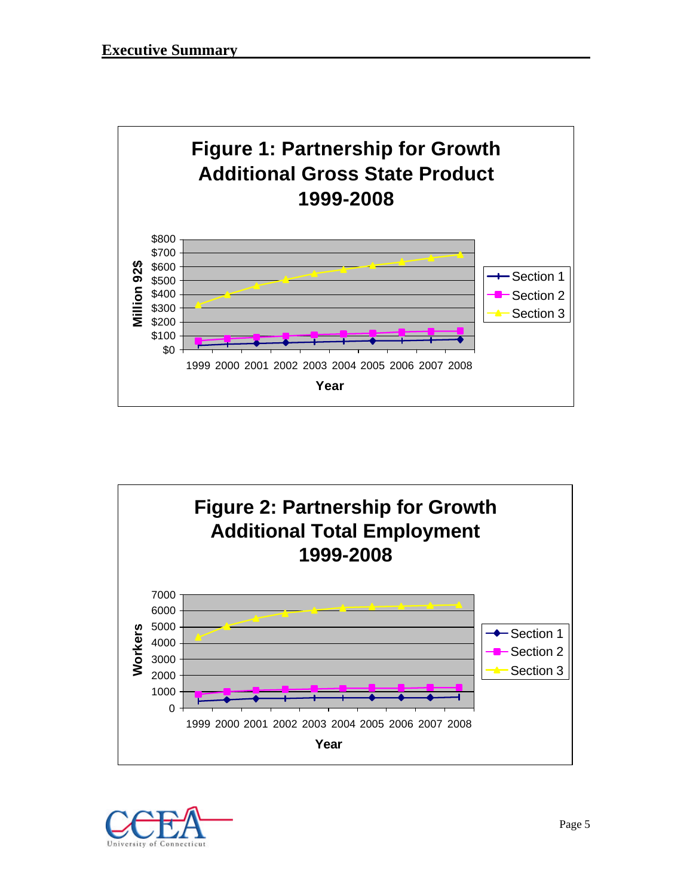## Executive Summary

**Figure 1: Partnership for Growth Additional Gross State Product 1999-2008**

**Figure 2: Partnership for Growth Additional Total Employment 1999-2008**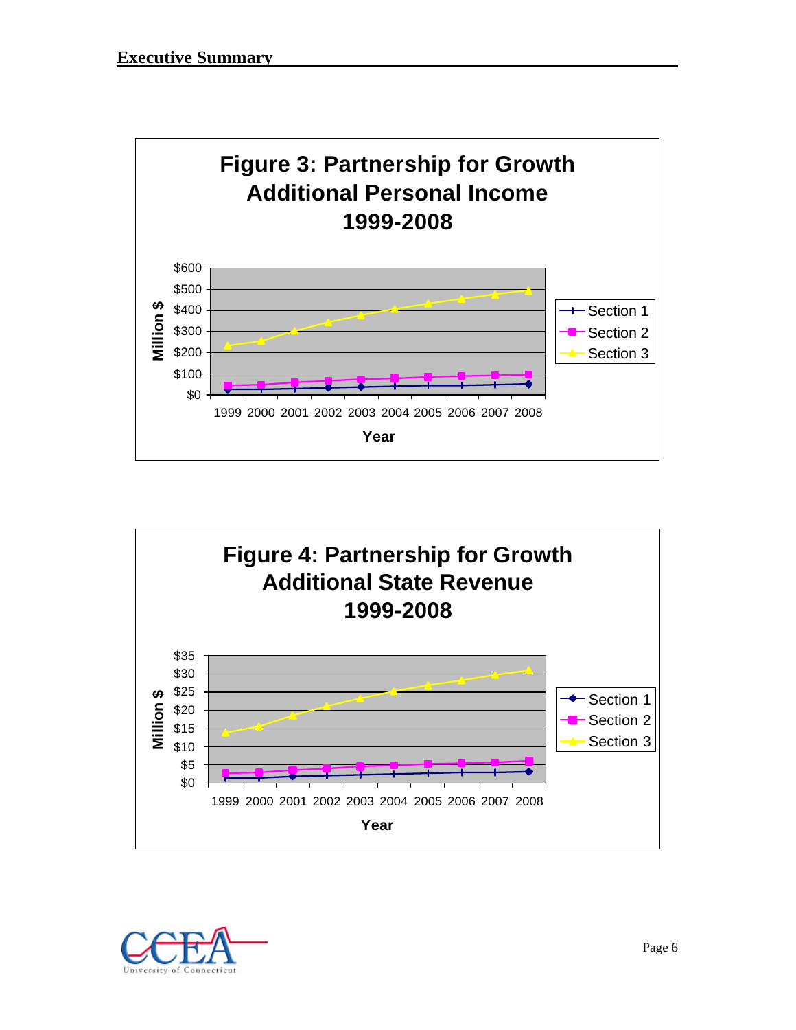## Executive Summary

**Figure 3: Partnership for Growth Additional Personal Income 1999-2008**

Million $

$600
$500
$400
$300
$200
$100
$0

1999 2000 2001 2002 2003 2004 2005 2006 2007 2008

Year

Section 1
Section 2
Section 3

**Figure 4: Partnership for Growth Additional State Revenue 1999-2008**

Million $

$35
$30
$25
$20
$15
$10
$5
$0

1999 2000 2001 2002 2003 2004 2005 2006 2007 2008

Year

Section 1
Section 2
Section 3

CCEA University of Connecticut